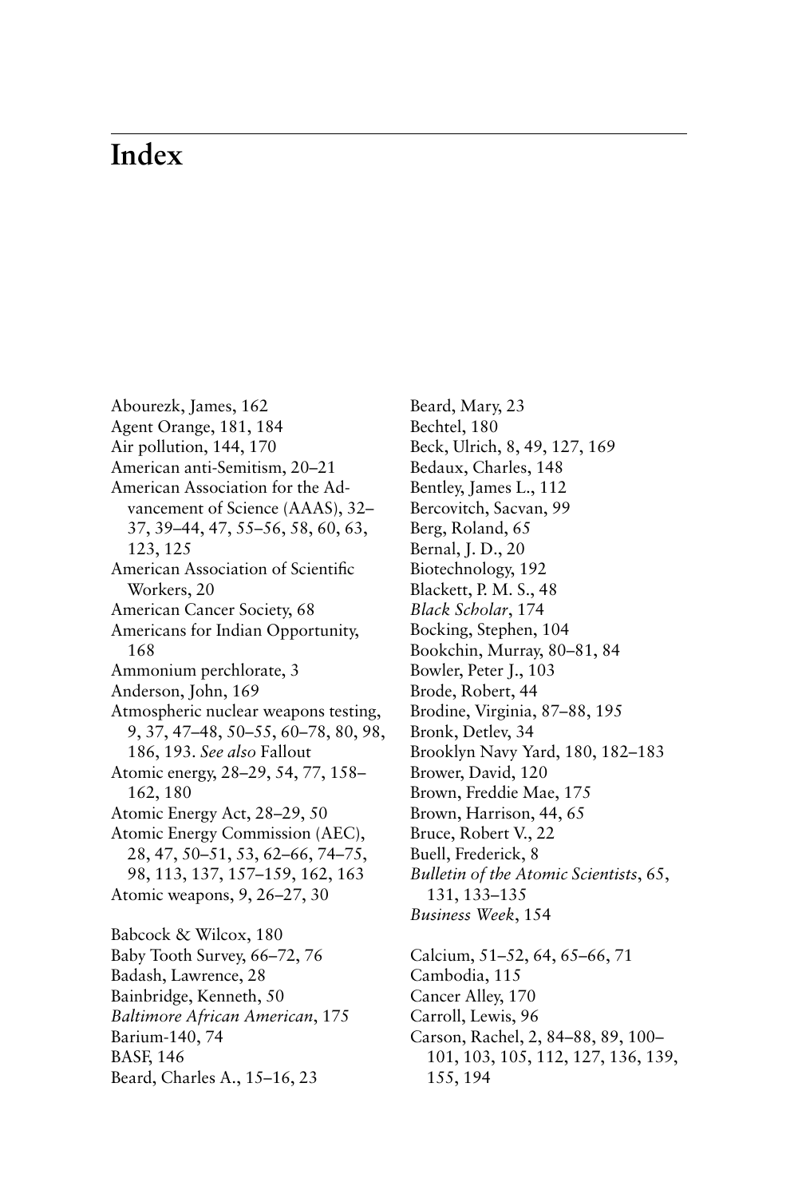# Index

Abourezk, James, 162
Agent Orange, 181, 184
Air pollution, 144, 170
American anti-Semitism, 20–21
American Association for the Advancement of Science (AAAS), 32–37, 39–44, 47, 55–56, 58, 60, 63, 123, 125
American Association of Scientific Workers, 20
American Cancer Society, 68
Americans for Indian Opportunity, 168
Ammonium perchlorate, 3
Anderson, John, 169
Atmospheric nuclear weapons testing, 9, 37, 47–48, 50–55, 60–78, 80, 98, 186, 193. *See also* Fallout
Atomic energy, 28–29, 54, 77, 158–162, 180
Atomic Energy Act, 28–29, 50
Atomic Energy Commission (AEC), 28, 47, 50–51, 53, 62–66, 74–75, 98, 113, 137, 157–159, 162, 163
Atomic weapons, 9, 26–27, 30

Babcock & Wilcox, 180
Baby Tooth Survey, 66–72, 76
Badash, Lawrence, 28
Bainbridge, Kenneth, 50
*Baltimore African American*, 175
Barium-140, 74
BASF, 146
Beard, Charles A., 15–16, 23
Beard, Mary, 23
Bechtel, 180
Beck, Ulrich, 8, 49, 127, 169
Bedaux, Charles, 148
Bentley, James L., 112
Bercovitch, Sacvan, 99
Berg, Roland, 65
Bernal, J. D., 20
Biotechnology, 192
Blackett, P. M. S., 48
*Black Scholar*, 174
Bocking, Stephen, 104
Bookchin, Murray, 80–81, 84
Bowler, Peter J., 103
Brode, Robert, 44
Brodine, Virginia, 87–88, 195
Bronk, Detlev, 34
Brooklyn Navy Yard, 180, 182–183
Brower, David, 120
Brown, Freddie Mae, 175
Brown, Harrison, 44, 65
Bruce, Robert V., 22
Buell, Frederick, 8
*Bulletin of the Atomic Scientists*, 65, 131, 133–135
*Business Week*, 154

Calcium, 51–52, 64, 65–66, 71
Cambodia, 115
Cancer Alley, 170
Carroll, Lewis, 96
Carson, Rachel, 2, 84–88, 89, 100–101, 103, 105, 112, 127, 136, 139, 155, 194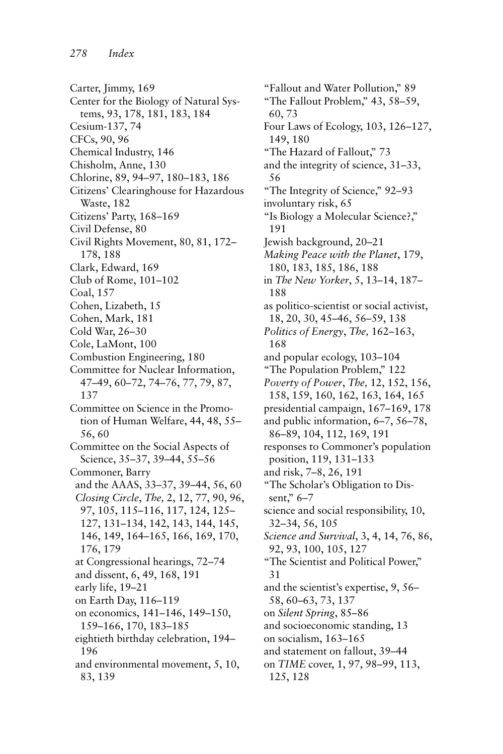Carter, Jimmy, 169
Center for the Biology of Natural Systems, 93, 178, 181, 183, 184
Cesium-137, 74
CFCs, 90, 96
Chemical Industry, 146
Chisholm, Anne, 130
Chlorine, 89, 94–97, 180–183, 186
Citizens' Clearinghouse for Hazardous Waste, 182
Citizens' Party, 168–169
Civil Defense, 80
Civil Rights Movement, 80, 81, 172–178, 188
Clark, Edward, 169
Club of Rome, 101–102
Coal, 157
Cohen, Lizabeth, 15
Cohen, Mark, 181
Cold War, 26–30
Cole, LaMont, 100
Combustion Engineering, 180
Committee for Nuclear Information, 47–49, 60–72, 74–76, 77, 79, 87, 137
Committee on Science in the Promotion of Human Welfare, 44, 48, 55–56, 60
Committee on the Social Aspects of Science, 35–37, 39–44, 55–56
Commoner, Barry
- and the AAAS, 33–37, 39–44, 56, 60
- *Closing Circle, The,* 2, 12, 77, 90, 96, 97, 105, 115–116, 117, 124, 125–127, 131–134, 142, 143, 144, 145, 146, 149, 164–165, 166, 169, 170, 176, 179
- at Congressional hearings, 72–74
- and dissent, 6, 49, 168, 191
- early life, 19–21
- on Earth Day, 116–119
- on economics, 141–146, 149–150, 159–166, 170, 183–185
- eightieth birthday celebration, 194–196
- and environmental movement, 5, 10, 83, 139
- "Fallout and Water Pollution," 89
- "The Fallout Problem," 43, 58–59, 60, 73
- Four Laws of Ecology, 103, 126–127, 149, 180
- "The Hazard of Fallout," 73
- and the integrity of science, 31–33, 56
- "The Integrity of Science," 92–93
- involuntary risk, 65
- "Is Biology a Molecular Science?," 191
- Jewish background, 20–21
- *Making Peace with the Planet*, 179, 180, 183, 185, 186, 188
- in *The New Yorker*, 5, 13–14, 187–188
- as politico-scientist or social activist, 18, 20, 30, 45–46, 56–59, 138
- *Politics of Energy*, *The,* 162–163, 168
- and popular ecology, 103–104
- "The Population Problem," 122
- *Poverty of Power*, *The,* 12, 152, 156, 158, 159, 160, 162, 163, 164, 165
- presidential campaign, 167–169, 178
- and public information, 6–7, 56–78, 86–89, 104, 112, 169, 191
- responses to Commoner's population position, 119, 131–133
- and risk, 7–8, 26, 191
- "The Scholar's Obligation to Dissent," 6–7
- science and social responsibility, 10, 32–34, 56, 105
- *Science and Survival*, 3, 4, 14, 76, 86, 92, 93, 100, 105, 127
- "The Scientist and Political Power," 31
- and the scientist's expertise, 9, 56–58, 60–63, 73, 137
- on *Silent Spring*, 85–86
- and socioeconomic standing, 13
- on socialism, 163–165
- and statement on fallout, 39–44
- on *TIME* cover, 1, 97, 98–99, 113, 125, 128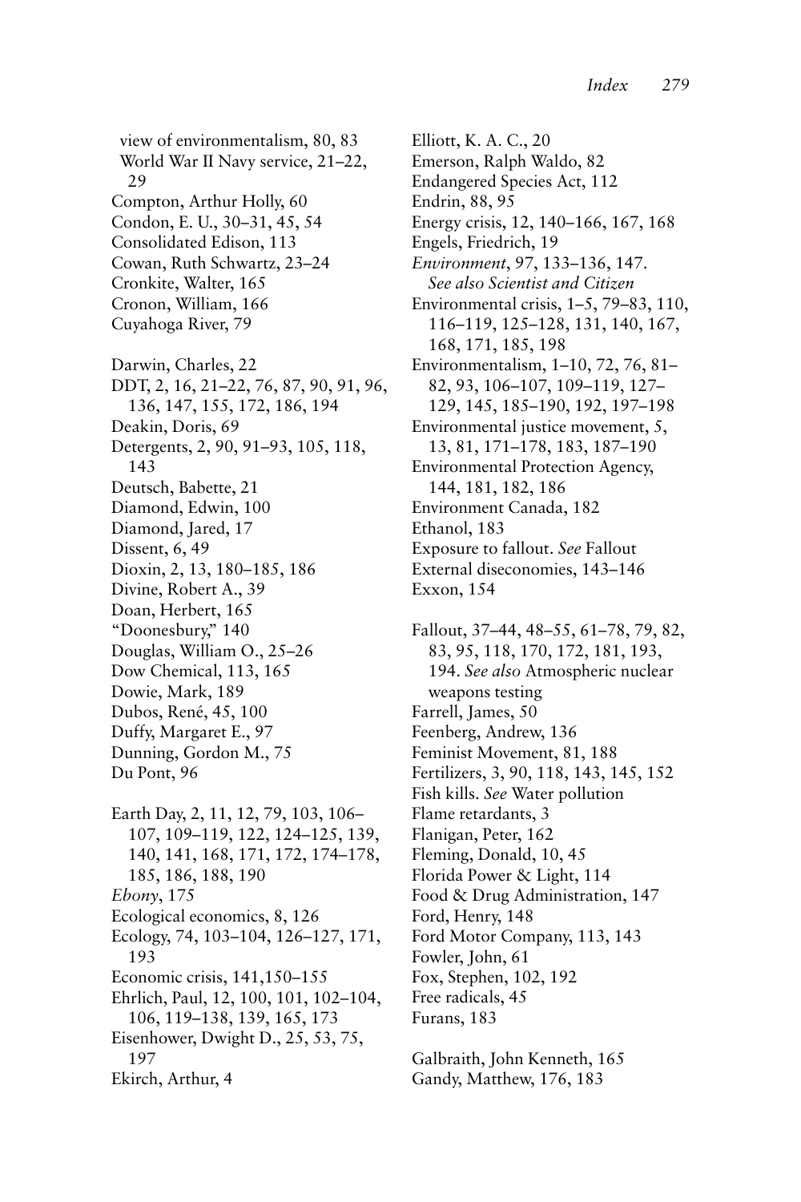view of environmentalism, 80, 83
World War II Navy service, 21–22, 29
Compton, Arthur Holly, 60
Condon, E. U., 30–31, 45, 54
Consolidated Edison, 113
Cowan, Ruth Schwartz, 23–24
Cronkite, Walter, 165
Cronon, William, 166
Cuyahoga River, 79

Darwin, Charles, 22
DDT, 2, 16, 21–22, 76, 87, 90, 91, 96, 136, 147, 155, 172, 186, 194
Deakin, Doris, 69
Detergents, 2, 90, 91–93, 105, 118, 143
Deutsch, Babette, 21
Diamond, Edwin, 100
Diamond, Jared, 17
Dissent, 6, 49
Dioxin, 2, 13, 180–185, 186
Divine, Robert A., 39
Doan, Herbert, 165
"Doonesbury," 140
Douglas, William O., 25–26
Dow Chemical, 113, 165
Dowie, Mark, 189
Dubos, René, 45, 100
Duffy, Margaret E., 97
Dunning, Gordon M., 75
Du Pont, 96

Earth Day, 2, 11, 12, 79, 103, 106–107, 109–119, 122, 124–125, 139, 140, 141, 168, 171, 172, 174–178, 185, 186, 188, 190
*Ebony*, 175
Ecological economics, 8, 126
Ecology, 74, 103–104, 126–127, 171, 193
Economic crisis, 141,150–155
Ehrlich, Paul, 12, 100, 101, 102–104, 106, 119–138, 139, 165, 173
Eisenhower, Dwight D., 25, 53, 75, 197
Ekirch, Arthur, 4

Elliott, K. A. C., 20
Emerson, Ralph Waldo, 82
Endangered Species Act, 112
Endrin, 88, 95
Energy crisis, 12, 140–166, 167, 168
Engels, Friedrich, 19
*Environment*, 97, 133–136, 147. *See also Scientist and Citizen*
Environmental crisis, 1–5, 79–83, 110, 116–119, 125–128, 131, 140, 167, 168, 171, 185, 198
Environmentalism, 1–10, 72, 76, 81–82, 93, 106–107, 109–119, 127–129, 145, 185–190, 192, 197–198
Environmental justice movement, 5, 13, 81, 171–178, 183, 187–190
Environmental Protection Agency, 144, 181, 182, 186
Environment Canada, 182
Ethanol, 183
Exposure to fallout. *See* Fallout
External diseconomies, 143–146
Exxon, 154

Fallout, 37–44, 48–55, 61–78, 79, 82, 83, 95, 118, 170, 172, 181, 193, 194. *See also* Atmospheric nuclear weapons testing
Farrell, James, 50
Feenberg, Andrew, 136
Feminist Movement, 81, 188
Fertilizers, 3, 90, 118, 143, 145, 152
Fish kills. *See* Water pollution
Flame retardants, 3
Flanigan, Peter, 162
Fleming, Donald, 10, 45
Florida Power & Light, 114
Food & Drug Administration, 147
Ford, Henry, 148
Ford Motor Company, 113, 143
Fowler, John, 61
Fox, Stephen, 102, 192
Free radicals, 45
Furans, 183

Galbraith, John Kenneth, 165
Gandy, Matthew, 176, 183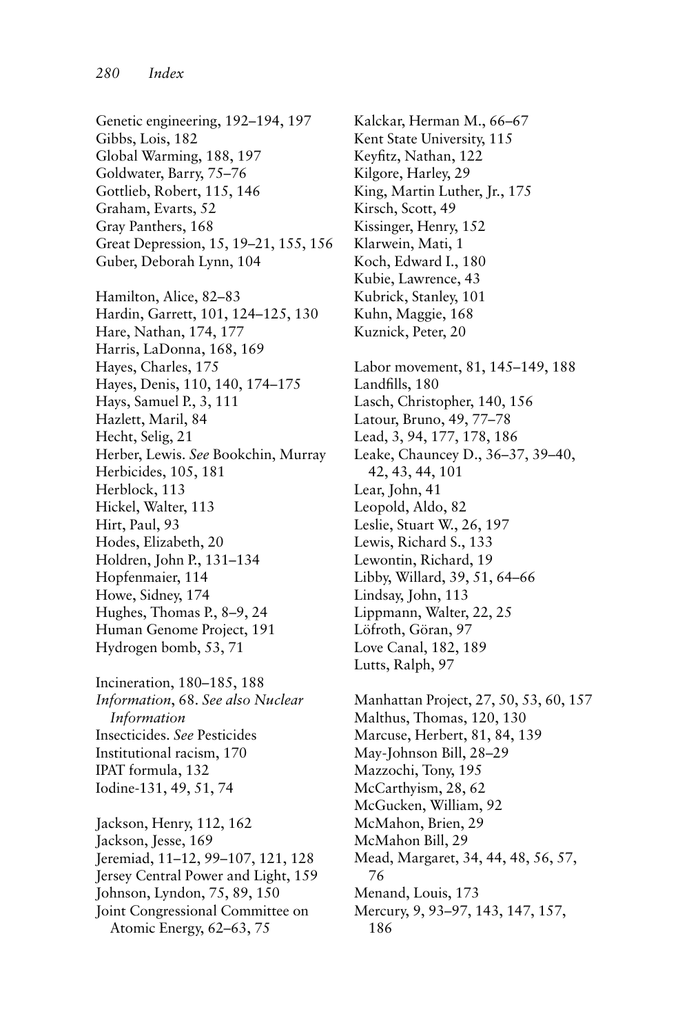Genetic engineering, 192–194, 197
Gibbs, Lois, 182
Global Warming, 188, 197
Goldwater, Barry, 75–76
Gottlieb, Robert, 115, 146
Graham, Evarts, 52
Gray Panthers, 168
Great Depression, 15, 19–21, 155, 156
Guber, Deborah Lynn, 104

Hamilton, Alice, 82–83
Hardin, Garrett, 101, 124–125, 130
Hare, Nathan, 174, 177
Harris, LaDonna, 168, 169
Hayes, Charles, 175
Hayes, Denis, 110, 140, 174–175
Hays, Samuel P., 3, 111
Hazlett, Maril, 84
Hecht, Selig, 21
Herber, Lewis. *See* Bookchin, Murray
Herbicides, 105, 181
Herblock, 113
Hickel, Walter, 113
Hirt, Paul, 93
Hodes, Elizabeth, 20
Holdren, John P., 131–134
Hopfenmaier, 114
Howe, Sidney, 174
Hughes, Thomas P., 8–9, 24
Human Genome Project, 191
Hydrogen bomb, 53, 71

Incineration, 180–185, 188
*Information*, 68. *See also Nuclear Information*
Insecticides. *See* Pesticides
Institutional racism, 170
IPAT formula, 132
Iodine-131, 49, 51, 74

Jackson, Henry, 112, 162
Jackson, Jesse, 169
Jeremiad, 11–12, 99–107, 121, 128
Jersey Central Power and Light, 159
Johnson, Lyndon, 75, 89, 150
Joint Congressional Committee on Atomic Energy, 62–63, 75

Kalckar, Herman M., 66–67
Kent State University, 115
Keyfitz, Nathan, 122
Kilgore, Harley, 29
King, Martin Luther, Jr., 175
Kirsch, Scott, 49
Kissinger, Henry, 152
Klarwein, Mati, 1
Koch, Edward I., 180
Kubie, Lawrence, 43
Kubrick, Stanley, 101
Kuhn, Maggie, 168
Kuznick, Peter, 20

Labor movement, 81, 145–149, 188
Landfills, 180
Lasch, Christopher, 140, 156
Latour, Bruno, 49, 77–78
Lead, 3, 94, 177, 178, 186
Leake, Chauncey D., 36–37, 39–40, 42, 43, 44, 101
Lear, John, 41
Leopold, Aldo, 82
Leslie, Stuart W., 26, 197
Lewis, Richard S., 133
Lewontin, Richard, 19
Libby, Willard, 39, 51, 64–66
Lindsay, John, 113
Lippmann, Walter, 22, 25
Löfroth, Göran, 97
Love Canal, 182, 189
Lutts, Ralph, 97

Manhattan Project, 27, 50, 53, 60, 157
Malthus, Thomas, 120, 130
Marcuse, Herbert, 81, 84, 139
May-Johnson Bill, 28–29
Mazzochi, Tony, 195
McCarthyism, 28, 62
McGucken, William, 92
McMahon, Brien, 29
McMahon Bill, 29
Mead, Margaret, 34, 44, 48, 56, 57, 76
Menand, Louis, 173
Mercury, 9, 93–97, 143, 147, 157, 186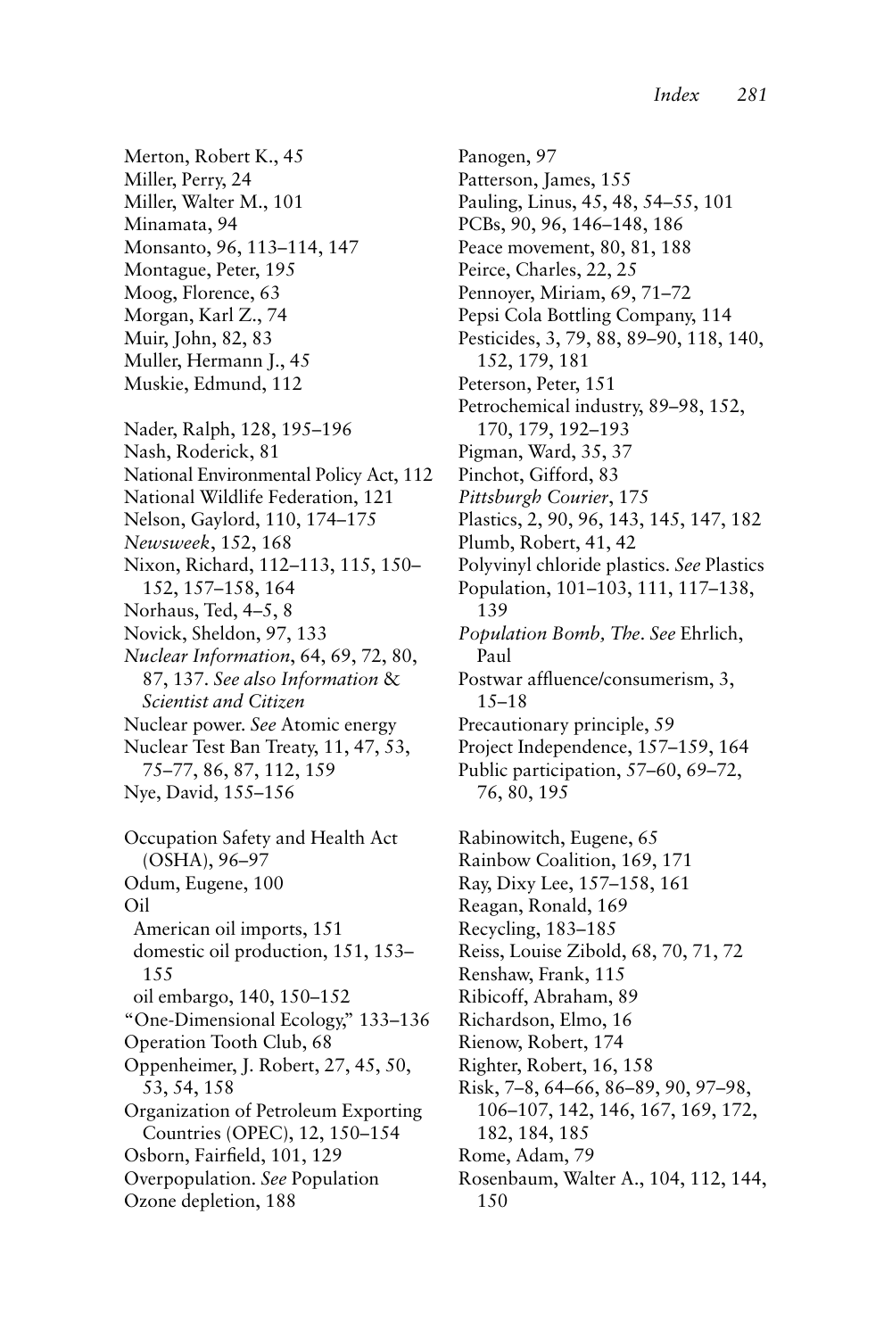Merton, Robert K., 45
Miller, Perry, 24
Miller, Walter M., 101
Minamata, 94
Monsanto, 96, 113–114, 147
Montague, Peter, 195
Moog, Florence, 63
Morgan, Karl Z., 74
Muir, John, 82, 83
Muller, Hermann J., 45
Muskie, Edmund, 112

Nader, Ralph, 128, 195–196
Nash, Roderick, 81
National Environmental Policy Act, 112
National Wildlife Federation, 121
Nelson, Gaylord, 110, 174–175
*Newsweek*, 152, 168
Nixon, Richard, 112–113, 115, 150–152, 157–158, 164
Norhaus, Ted, 4–5, 8
Novick, Sheldon, 97, 133
*Nuclear Information*, 64, 69, 72, 80, 87, 137. *See also Information & Scientist and Citizen*
Nuclear power. *See* Atomic energy
Nuclear Test Ban Treaty, 11, 47, 53, 75–77, 86, 87, 112, 159
Nye, David, 155–156

Occupation Safety and Health Act (OSHA), 96–97
Odum, Eugene, 100
Oil
- American oil imports, 151
- domestic oil production, 151, 153–155
- oil embargo, 140, 150–152

"One-Dimensional Ecology," 133–136
Operation Tooth Club, 68
Oppenheimer, J. Robert, 27, 45, 50, 53, 54, 158
Organization of Petroleum Exporting Countries (OPEC), 12, 150–154
Osborn, Fairfield, 101, 129
Overpopulation. *See* Population
Ozone depletion, 188

Panogen, 97
Patterson, James, 155
Pauling, Linus, 45, 48, 54–55, 101
PCBs, 90, 96, 146–148, 186
Peace movement, 80, 81, 188
Peirce, Charles, 22, 25
Pennoyer, Miriam, 69, 71–72
Pepsi Cola Bottling Company, 114
Pesticides, 3, 79, 88, 89–90, 118, 140, 152, 179, 181
Peterson, Peter, 151
Petrochemical industry, 89–98, 152, 170, 179, 192–193
Pigman, Ward, 35, 37
Pinchot, Gifford, 83
*Pittsburgh Courier*, 175
Plastics, 2, 90, 96, 143, 145, 147, 182
Plumb, Robert, 41, 42
Polyvinyl chloride plastics. *See* Plastics
Population, 101–103, 111, 117–138, 139
*Population Bomb, The*. *See* Ehrlich, Paul
Postwar affluence/consumerism, 3, 15–18
Precautionary principle, 59
Project Independence, 157–159, 164
Public participation, 57–60, 69–72, 76, 80, 195

Rabinowitch, Eugene, 65
Rainbow Coalition, 169, 171
Ray, Dixy Lee, 157–158, 161
Reagan, Ronald, 169
Recycling, 183–185
Reiss, Louise Zibold, 68, 70, 71, 72
Renshaw, Frank, 115
Ribicoff, Abraham, 89
Richardson, Elmo, 16
Rienow, Robert, 174
Righter, Robert, 16, 158
Risk, 7–8, 64–66, 86–89, 90, 97–98, 106–107, 142, 146, 167, 169, 172, 182, 184, 185
Rome, Adam, 79
Rosenbaum, Walter A., 104, 112, 144, 150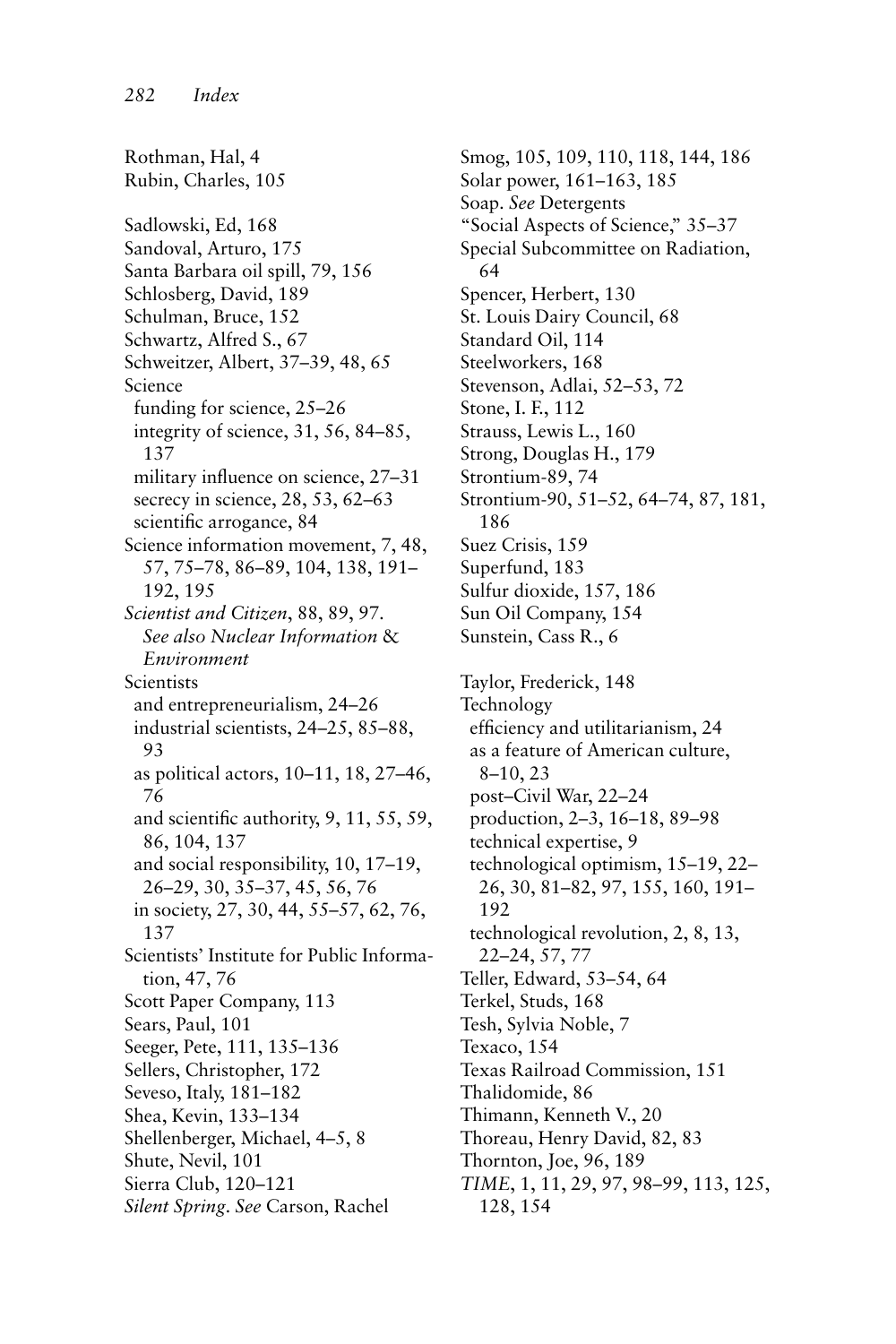Rothman, Hal, 4
Rubin, Charles, 105

Sadlowski, Ed, 168
Sandoval, Arturo, 175
Santa Barbara oil spill, 79, 156
Schlosberg, David, 189
Schulman, Bruce, 152
Schwartz, Alfred S., 67
Schweitzer, Albert, 37–39, 48, 65
Science
 funding for science, 25–26
 integrity of science, 31, 56, 84–85, 137
 military influence on science, 27–31
 secrecy in science, 28, 53, 62–63
 scientific arrogance, 84
Science information movement, 7, 48, 57, 75–78, 86–89, 104, 138, 191–192, 195
*Scientist and Citizen*, 88, 89, 97. *See also Nuclear Information* & *Environment*
Scientists
 and entrepreneurialism, 24–26
 industrial scientists, 24–25, 85–88, 93
 as political actors, 10–11, 18, 27–46, 76
 and scientific authority, 9, 11, 55, 59, 86, 104, 137
 and social responsibility, 10, 17–19, 26–29, 30, 35–37, 45, 56, 76
 in society, 27, 30, 44, 55–57, 62, 76, 137
Scientists' Institute for Public Information, 47, 76
Scott Paper Company, 113
Sears, Paul, 101
Seeger, Pete, 111, 135–136
Sellers, Christopher, 172
Seveso, Italy, 181–182
Shea, Kevin, 133–134
Shellenberger, Michael, 4–5, 8
Shute, Nevil, 101
Sierra Club, 120–121
*Silent Spring*. *See* Carson, Rachel
Smog, 105, 109, 110, 118, 144, 186
Solar power, 161–163, 185
Soap. *See* Detergents
"Social Aspects of Science," 35–37
Special Subcommittee on Radiation, 64
Spencer, Herbert, 130
St. Louis Dairy Council, 68
Standard Oil, 114
Steelworkers, 168
Stevenson, Adlai, 52–53, 72
Stone, I. F., 112
Strauss, Lewis L., 160
Strong, Douglas H., 179
Strontium-89, 74
Strontium-90, 51–52, 64–74, 87, 181, 186
Suez Crisis, 159
Superfund, 183
Sulfur dioxide, 157, 186
Sun Oil Company, 154
Sunstein, Cass R., 6

Taylor, Frederick, 148
Technology
 efficiency and utilitarianism, 24
 as a feature of American culture, 8–10, 23
 post–Civil War, 22–24
 production, 2–3, 16–18, 89–98
 technical expertise, 9
 technological optimism, 15–19, 22–26, 30, 81–82, 97, 155, 160, 191–192
 technological revolution, 2, 8, 13, 22–24, 57, 77
Teller, Edward, 53–54, 64
Terkel, Studs, 168
Tesh, Sylvia Noble, 7
Texaco, 154
Texas Railroad Commission, 151
Thalidomide, 86
Thimann, Kenneth V., 20
Thoreau, Henry David, 82, 83
Thornton, Joe, 96, 189
*TIME*, 1, 11, 29, 97, 98–99, 113, 125, 128, 154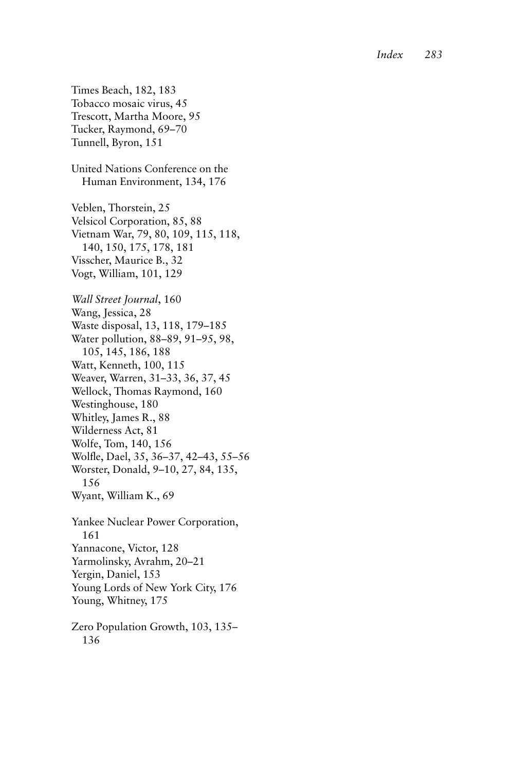Times Beach, 182, 183
Tobacco mosaic virus, 45
Trescott, Martha Moore, 95
Tucker, Raymond, 69–70
Tunnell, Byron, 151

United Nations Conference on the Human Environment, 134, 176

Veblen, Thorstein, 25
Velsicol Corporation, 85, 88
Vietnam War, 79, 80, 109, 115, 118, 140, 150, 175, 178, 181
Visscher, Maurice B., 32
Vogt, William, 101, 129

*Wall Street Journal*, 160
Wang, Jessica, 28
Waste disposal, 13, 118, 179–185
Water pollution, 88–89, 91–95, 98, 105, 145, 186, 188
Watt, Kenneth, 100, 115
Weaver, Warren, 31–33, 36, 37, 45
Wellock, Thomas Raymond, 160
Westinghouse, 180
Whitley, James R., 88
Wilderness Act, 81
Wolfe, Tom, 140, 156
Wolfle, Dael, 35, 36–37, 42–43, 55–56
Worster, Donald, 9–10, 27, 84, 135, 156
Wyant, William K., 69

Yankee Nuclear Power Corporation, 161
Yannacone, Victor, 128
Yarmolinsky, Avrahm, 20–21
Yergin, Daniel, 153
Young Lords of New York City, 176
Young, Whitney, 175

Zero Population Growth, 103, 135–136